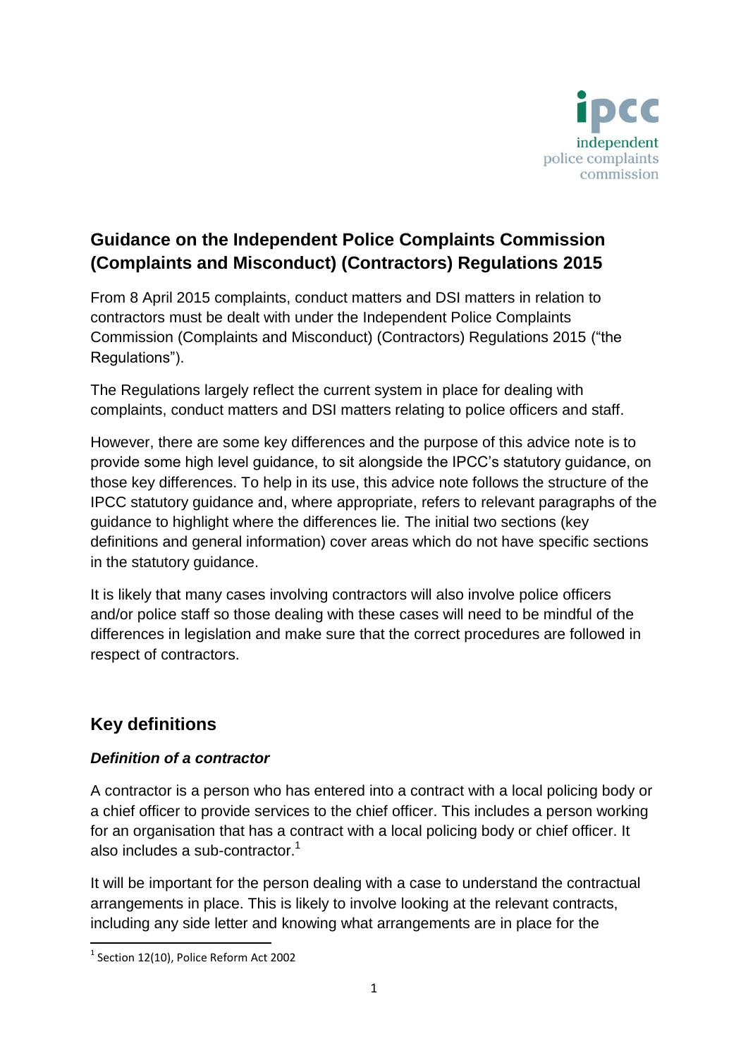ipcc
independent
police complaints
commission

# Guidance on the Independent Police Complaints Commission (Complaints and Misconduct) (Contractors) Regulations 2015

From 8 April 2015 complaints, conduct matters and DSI matters in relation to contractors must be dealt with under the Independent Police Complaints Commission (Complaints and Misconduct) (Contractors) Regulations 2015 ("the Regulations").

The Regulations largely reflect the current system in place for dealing with complaints, conduct matters and DSI matters relating to police officers and staff.

However, there are some key differences and the purpose of this advice note is to provide some high level guidance, to sit alongside the IPCC's statutory guidance, on those key differences. To help in its use, this advice note follows the structure of the IPCC statutory guidance and, where appropriate, refers to relevant paragraphs of the guidance to highlight where the differences lie. The initial two sections (key definitions and general information) cover areas which do not have specific sections in the statutory guidance.

It is likely that many cases involving contractors will also involve police officers and/or police staff so those dealing with these cases will need to be mindful of the differences in legislation and make sure that the correct procedures are followed in respect of contractors.

## Key definitions

### *Definition of a contractor*

A contractor is a person who has entered into a contract with a local policing body or a chief officer to provide services to the chief officer. This includes a person working for an organisation that has a contract with a local policing body or chief officer. It also includes a sub-contractor.[1]

It will be important for the person dealing with a case to understand the contractual arrangements in place. This is likely to involve looking at the relevant contracts, including any side letter and knowing what arrangements are in place for the

[1] Section 12(10), Police Reform Act 2002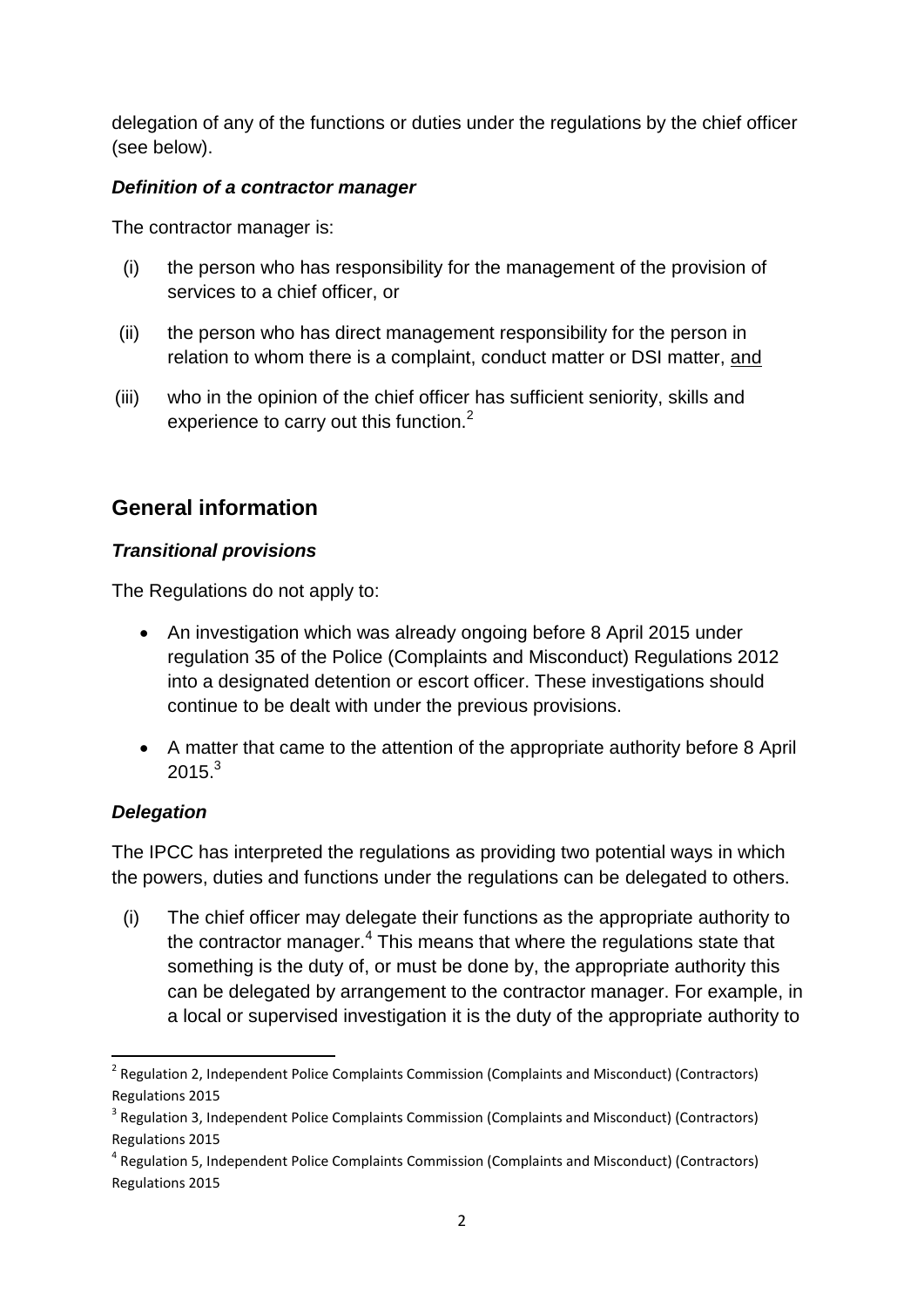delegation of any of the functions or duties under the regulations by the chief officer (see below).

### *Definition of a contractor manager*

The contractor manager is:

(i) the person who has responsibility for the management of the provision of services to a chief officer, or

(ii) the person who has direct management responsibility for the person in relation to whom there is a complaint, conduct matter or DSI matter, and

(iii) who in the opinion of the chief officer has sufficient seniority, skills and experience to carry out this function.[2]

## General information

### *Transitional provisions*

The Regulations do not apply to:

- An investigation which was already ongoing before 8 April 2015 under regulation 35 of the Police (Complaints and Misconduct) Regulations 2012 into a designated detention or escort officer. These investigations should continue to be dealt with under the previous provisions.
- A matter that came to the attention of the appropriate authority before 8 April 2015.[3]

### *Delegation*

The IPCC has interpreted the regulations as providing two potential ways in which the powers, duties and functions under the regulations can be delegated to others.

(i) The chief officer may delegate their functions as the appropriate authority to the contractor manager.[4] This means that where the regulations state that something is the duty of, or must be done by, the appropriate authority this can be delegated by arrangement to the contractor manager. For example, in a local or supervised investigation it is the duty of the appropriate authority to

---

[2] Regulation 2, Independent Police Complaints Commission (Complaints and Misconduct) (Contractors) Regulations 2015

[3] Regulation 3, Independent Police Complaints Commission (Complaints and Misconduct) (Contractors) Regulations 2015

[4] Regulation 5, Independent Police Complaints Commission (Complaints and Misconduct) (Contractors) Regulations 2015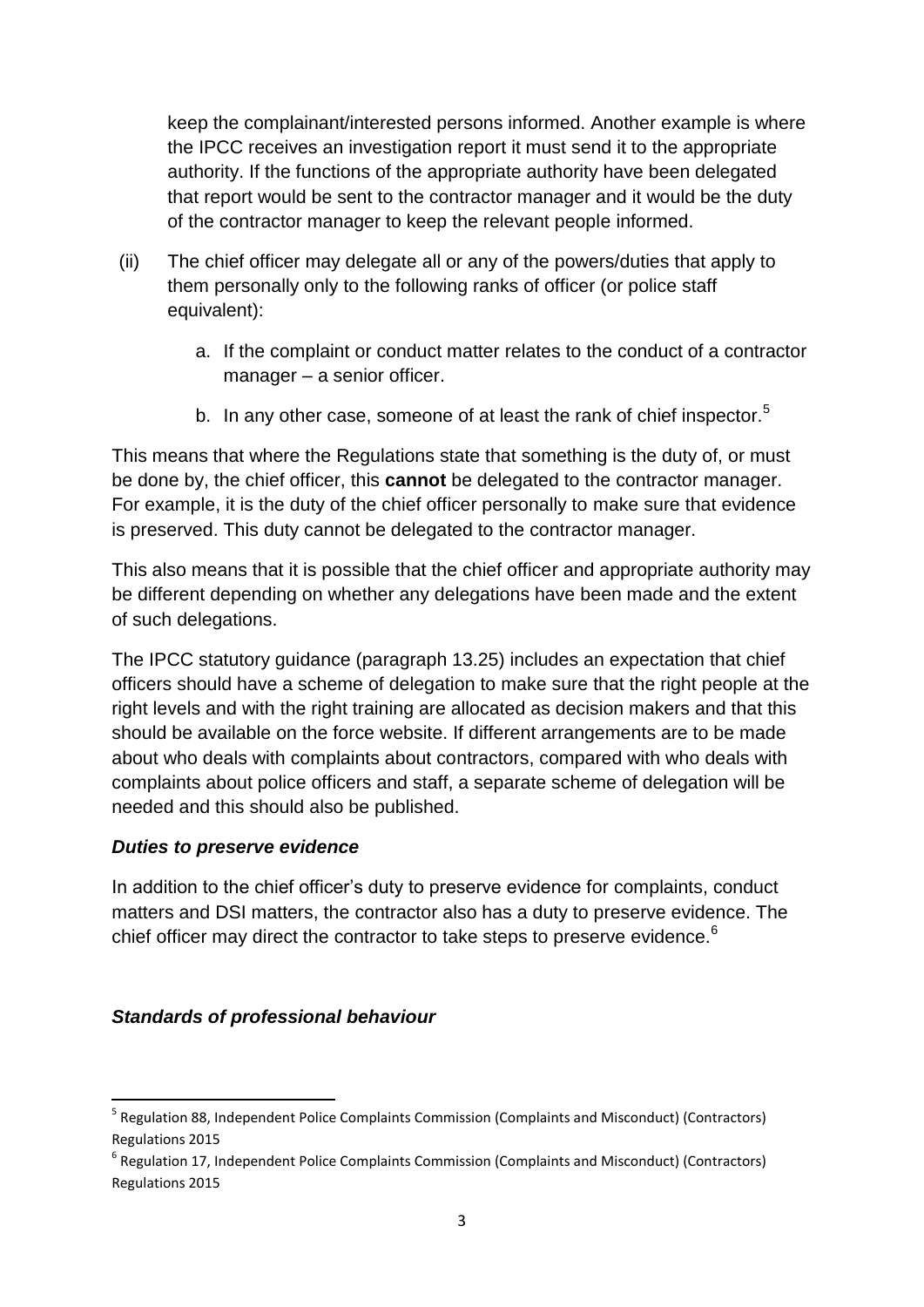keep the complainant/interested persons informed. Another example is where the IPCC receives an investigation report it must send it to the appropriate authority. If the functions of the appropriate authority have been delegated that report would be sent to the contractor manager and it would be the duty of the contractor manager to keep the relevant people informed.

(ii) The chief officer may delegate all or any of the powers/duties that apply to them personally only to the following ranks of officer (or police staff equivalent):

   a. If the complaint or conduct matter relates to the conduct of a contractor manager – a senior officer.

   b. In any other case, someone of at least the rank of chief inspector.[5]

This means that where the Regulations state that something is the duty of, or must be done by, the chief officer, this **cannot** be delegated to the contractor manager. For example, it is the duty of the chief officer personally to make sure that evidence is preserved. This duty cannot be delegated to the contractor manager.

This also means that it is possible that the chief officer and appropriate authority may be different depending on whether any delegations have been made and the extent of such delegations.

The IPCC statutory guidance (paragraph 13.25) includes an expectation that chief officers should have a scheme of delegation to make sure that the right people at the right levels and with the right training are allocated as decision makers and that this should be available on the force website. If different arrangements are to be made about who deals with complaints about contractors, compared with who deals with complaints about police officers and staff, a separate scheme of delegation will be needed and this should also be published.

### ***Duties to preserve evidence***

In addition to the chief officer's duty to preserve evidence for complaints, conduct matters and DSI matters, the contractor also has a duty to preserve evidence. The chief officer may direct the contractor to take steps to preserve evidence.[6]

### ***Standards of professional behaviour***

---

[5] Regulation 88, Independent Police Complaints Commission (Complaints and Misconduct) (Contractors) Regulations 2015

[6] Regulation 17, Independent Police Complaints Commission (Complaints and Misconduct) (Contractors) Regulations 2015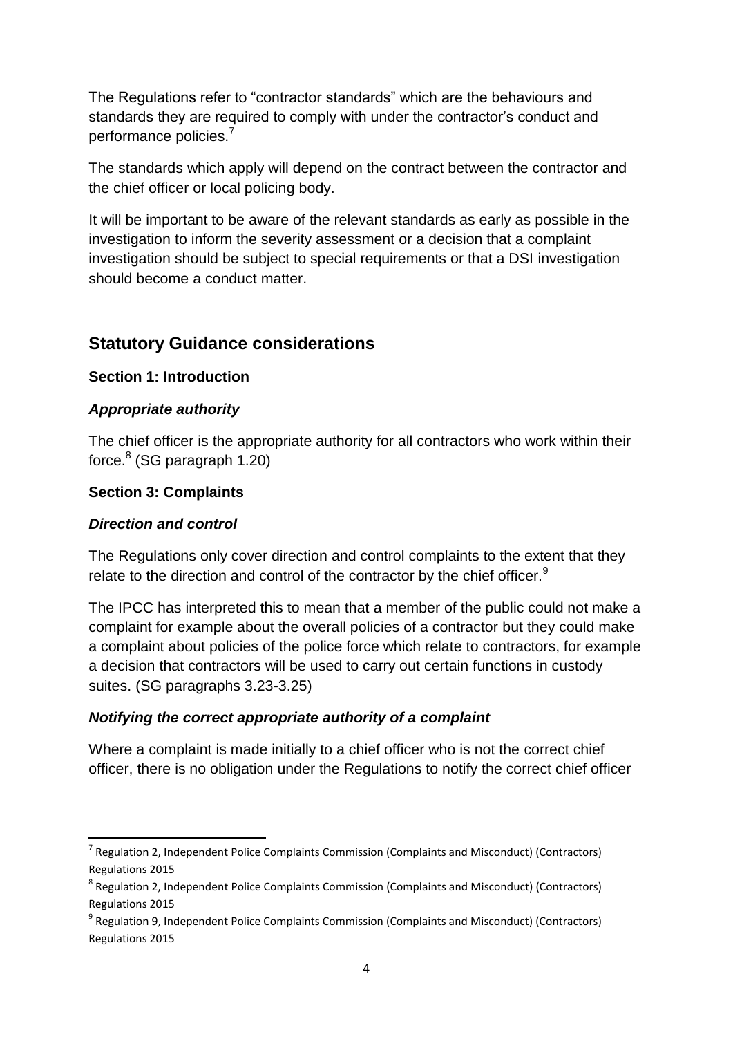The Regulations refer to "contractor standards" which are the behaviours and standards they are required to comply with under the contractor's conduct and performance policies.[7]

The standards which apply will depend on the contract between the contractor and the chief officer or local policing body.

It will be important to be aware of the relevant standards as early as possible in the investigation to inform the severity assessment or a decision that a complaint investigation should be subject to special requirements or that a DSI investigation should become a conduct matter.

## Statutory Guidance considerations

### Section 1: Introduction

#### *Appropriate authority*

The chief officer is the appropriate authority for all contractors who work within their force.[8] (SG paragraph 1.20)

### Section 3: Complaints

#### *Direction and control*

The Regulations only cover direction and control complaints to the extent that they relate to the direction and control of the contractor by the chief officer.[9]

The IPCC has interpreted this to mean that a member of the public could not make a complaint for example about the overall policies of a contractor but they could make a complaint about policies of the police force which relate to contractors, for example a decision that contractors will be used to carry out certain functions in custody suites. (SG paragraphs 3.23-3.25)

#### *Notifying the correct appropriate authority of a complaint*

Where a complaint is made initially to a chief officer who is not the correct chief officer, there is no obligation under the Regulations to notify the correct chief officer

---

[7] Regulation 2, Independent Police Complaints Commission (Complaints and Misconduct) (Contractors) Regulations 2015

[8] Regulation 2, Independent Police Complaints Commission (Complaints and Misconduct) (Contractors) Regulations 2015

[9] Regulation 9, Independent Police Complaints Commission (Complaints and Misconduct) (Contractors) Regulations 2015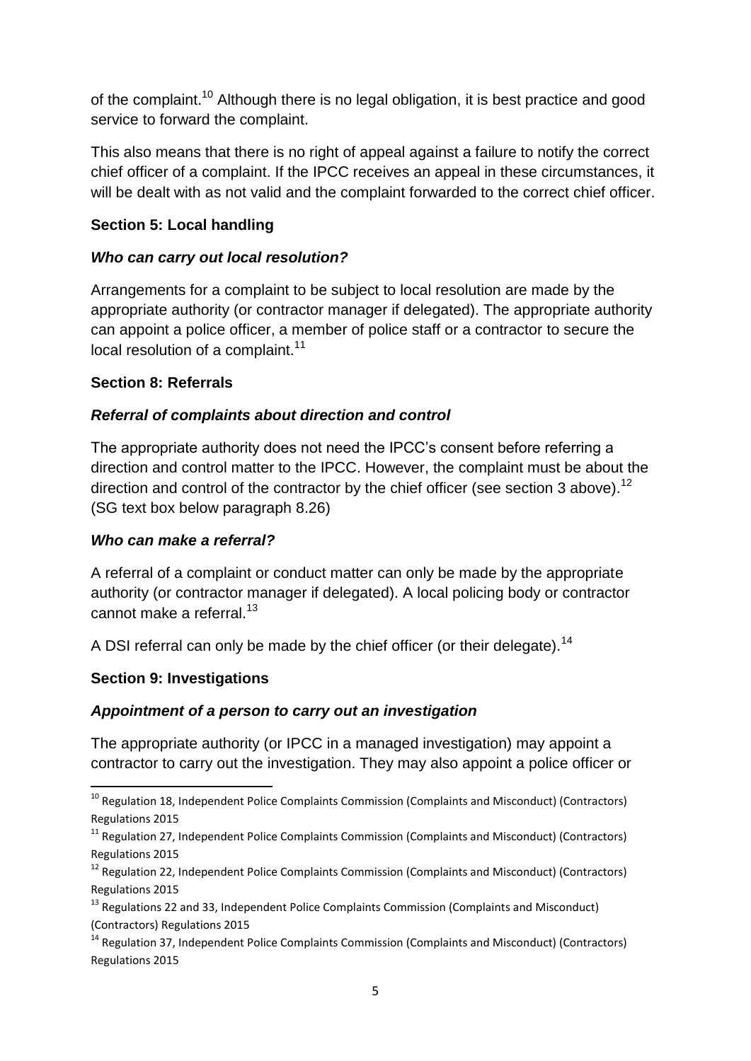of the complaint.[10] Although there is no legal obligation, it is best practice and good service to forward the complaint.

This also means that there is no right of appeal against a failure to notify the correct chief officer of a complaint. If the IPCC receives an appeal in these circumstances, it will be dealt with as not valid and the complaint forwarded to the correct chief officer.

### Section 5: Local handling

#### *Who can carry out local resolution?*

Arrangements for a complaint to be subject to local resolution are made by the appropriate authority (or contractor manager if delegated). The appropriate authority can appoint a police officer, a member of police staff or a contractor to secure the local resolution of a complaint.[11]

### Section 8: Referrals

#### *Referral of complaints about direction and control*

The appropriate authority does not need the IPCC's consent before referring a direction and control matter to the IPCC. However, the complaint must be about the direction and control of the contractor by the chief officer (see section 3 above).[12] (SG text box below paragraph 8.26)

#### *Who can make a referral?*

A referral of a complaint or conduct matter can only be made by the appropriate authority (or contractor manager if delegated). A local policing body or contractor cannot make a referral.[13]

A DSI referral can only be made by the chief officer (or their delegate).[14]

### Section 9: Investigations

#### *Appointment of a person to carry out an investigation*

The appropriate authority (or IPCC in a managed investigation) may appoint a contractor to carry out the investigation. They may also appoint a police officer or

---

[10] Regulation 18, Independent Police Complaints Commission (Complaints and Misconduct) (Contractors) Regulations 2015

[11] Regulation 27, Independent Police Complaints Commission (Complaints and Misconduct) (Contractors) Regulations 2015

[12] Regulation 22, Independent Police Complaints Commission (Complaints and Misconduct) (Contractors) Regulations 2015

[13] Regulations 22 and 33, Independent Police Complaints Commission (Complaints and Misconduct) (Contractors) Regulations 2015

[14] Regulation 37, Independent Police Complaints Commission (Complaints and Misconduct) (Contractors) Regulations 2015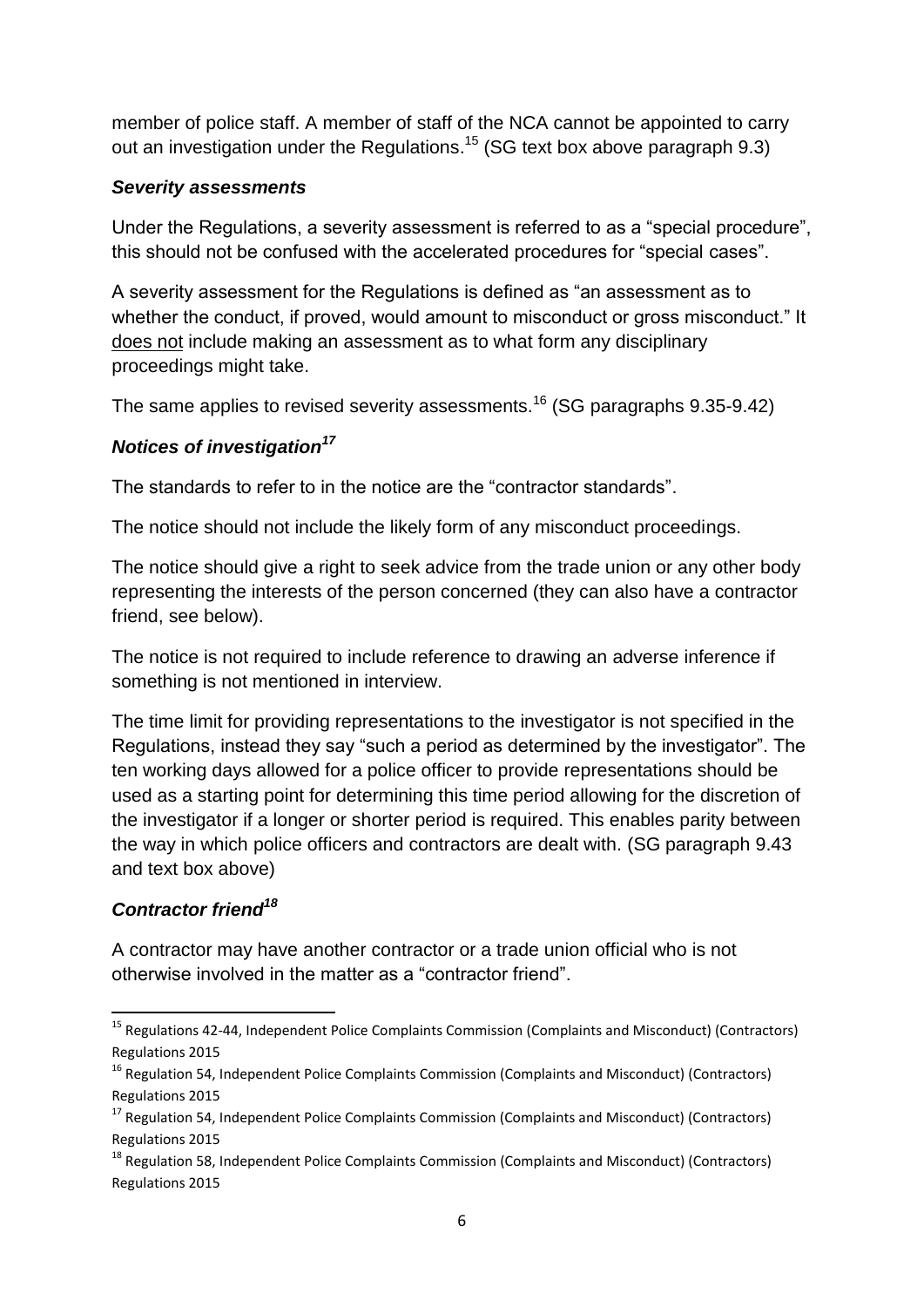member of police staff. A member of staff of the NCA cannot be appointed to carry out an investigation under the Regulations.[15] (SG text box above paragraph 9.3)

### *Severity assessments*

Under the Regulations, a severity assessment is referred to as a "special procedure", this should not be confused with the accelerated procedures for "special cases".

A severity assessment for the Regulations is defined as "an assessment as to whether the conduct, if proved, would amount to misconduct or gross misconduct." It does not include making an assessment as to what form any disciplinary proceedings might take.

The same applies to revised severity assessments.[16] (SG paragraphs 9.35-9.42)

### *Notices of investigation*[17]

The standards to refer to in the notice are the "contractor standards".

The notice should not include the likely form of any misconduct proceedings.

The notice should give a right to seek advice from the trade union or any other body representing the interests of the person concerned (they can also have a contractor friend, see below).

The notice is not required to include reference to drawing an adverse inference if something is not mentioned in interview.

The time limit for providing representations to the investigator is not specified in the Regulations, instead they say "such a period as determined by the investigator". The ten working days allowed for a police officer to provide representations should be used as a starting point for determining this time period allowing for the discretion of the investigator if a longer or shorter period is required. This enables parity between the way in which police officers and contractors are dealt with. (SG paragraph 9.43 and text box above)

### *Contractor friend*[18]

A contractor may have another contractor or a trade union official who is not otherwise involved in the matter as a "contractor friend".

---

[15] Regulations 42-44, Independent Police Complaints Commission (Complaints and Misconduct) (Contractors) Regulations 2015

[16] Regulation 54, Independent Police Complaints Commission (Complaints and Misconduct) (Contractors) Regulations 2015

[17] Regulation 54, Independent Police Complaints Commission (Complaints and Misconduct) (Contractors) Regulations 2015

[18] Regulation 58, Independent Police Complaints Commission (Complaints and Misconduct) (Contractors) Regulations 2015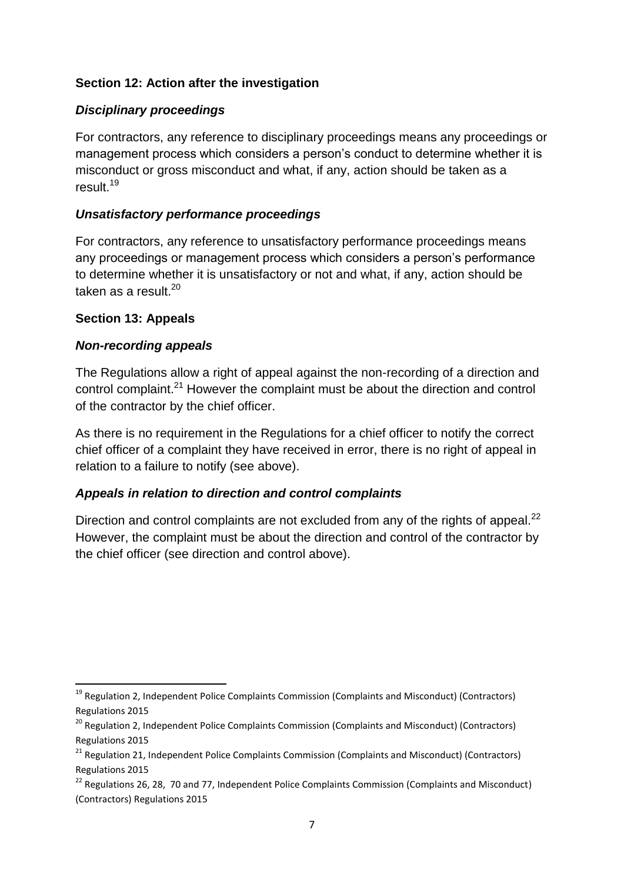## Section 12: Action after the investigation

### *Disciplinary proceedings*

For contractors, any reference to disciplinary proceedings means any proceedings or management process which considers a person's conduct to determine whether it is misconduct or gross misconduct and what, if any, action should be taken as a result.[19]

### *Unsatisfactory performance proceedings*

For contractors, any reference to unsatisfactory performance proceedings means any proceedings or management process which considers a person's performance to determine whether it is unsatisfactory or not and what, if any, action should be taken as a result.[20]

## Section 13: Appeals

### *Non-recording appeals*

The Regulations allow a right of appeal against the non-recording of a direction and control complaint.[21] However the complaint must be about the direction and control of the contractor by the chief officer.

As there is no requirement in the Regulations for a chief officer to notify the correct chief officer of a complaint they have received in error, there is no right of appeal in relation to a failure to notify (see above).

### *Appeals in relation to direction and control complaints*

Direction and control complaints are not excluded from any of the rights of appeal.[22] However, the complaint must be about the direction and control of the contractor by the chief officer (see direction and control above).

---

[19] Regulation 2, Independent Police Complaints Commission (Complaints and Misconduct) (Contractors) Regulations 2015

[20] Regulation 2, Independent Police Complaints Commission (Complaints and Misconduct) (Contractors) Regulations 2015

[21] Regulation 21, Independent Police Complaints Commission (Complaints and Misconduct) (Contractors) Regulations 2015

[22] Regulations 26, 28, 70 and 77, Independent Police Complaints Commission (Complaints and Misconduct) (Contractors) Regulations 2015